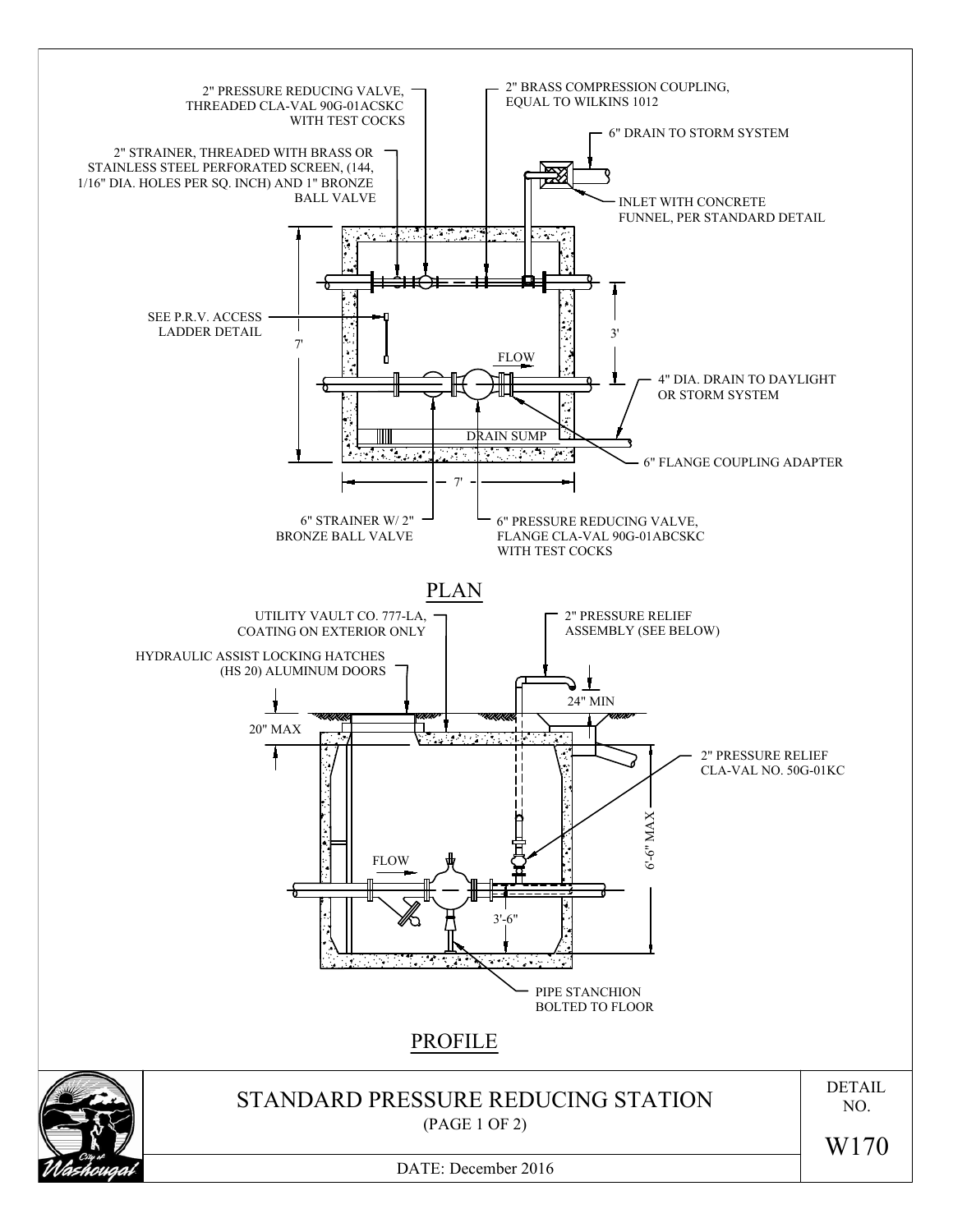## PLAN

2" PRESSURE REDUCING VALVE, THREADED CLA-VAL 90G-01ACSKC WITH TEST COCKS

2" BRASS COMPRESSION COUPLING, EQUAL TO WILKINS 1012

6" DRAIN TO STORM SYSTEM

2" STRAINER, THREADED WITH BRASS OR STAINLESS STEEL PERFORATED SCREEN, (144, 1/16" DIA. HOLES PER SQ. INCH) AND 1" BRONZE BALL VALVE

INLET WITH CONCRETE FUNNEL, PER STANDARD DETAIL

SEE P.R.V. ACCESS LADDER DETAIL

7'

3'

FLOW

4" DIA. DRAIN TO DAYLIGHT OR STORM SYSTEM

DRAIN SUMP

6" FLANGE COUPLING ADAPTER

7'

6" STRAINER W/ 2" BRONZE BALL VALVE

6" PRESSURE REDUCING VALVE, FLANGE CLA-VAL 90G-01ABCSKC WITH TEST COCKS

## PROFILE

UTILITY VAULT CO. 777-LA, COATING ON EXTERIOR ONLY

2" PRESSURE RELIEF ASSEMBLY (SEE BELOW)

HYDRAULIC ASSIST LOCKING HATCHES (HS 20) ALUMINUM DOORS

24" MIN

20" MAX

2" PRESSURE RELIEF CLA-VAL NO. 50G-01KC

6'-6" MAX

FLOW

3'-6"

PIPE STANCHION BOLTED TO FLOOR

# STANDARD PRESSURE REDUCING STATION

(PAGE 1 OF 2)

DATE: December 2016

DETAIL NO. W170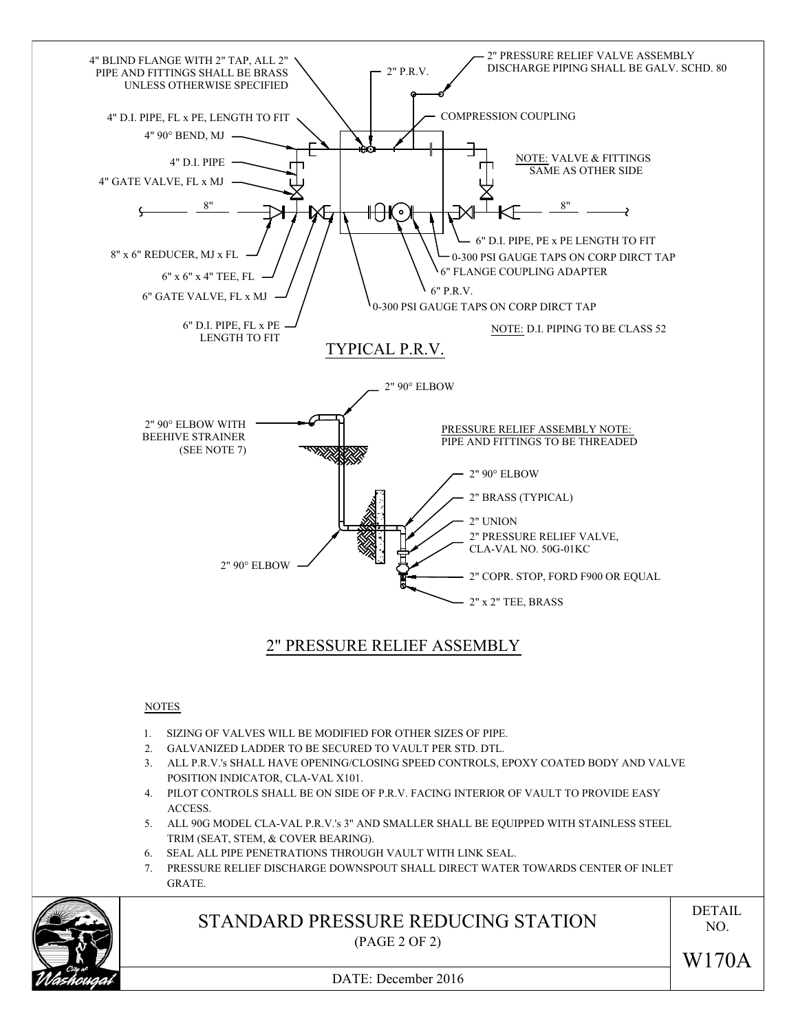4" BLIND FLANGE WITH 2" TAP, ALL 2" PIPE AND FITTINGS SHALL BE BRASS UNLESS OTHERWISE SPECIFIED

2" P.R.V.

2" PRESSURE RELIEF VALVE ASSEMBLY DISCHARGE PIPING SHALL BE GALV. SCHD. 80

4" D.I. PIPE, FL x PE, LENGTH TO FIT

COMPRESSION COUPLING

4" 90° BEND, MJ

4" D.I. PIPE

NOTE: VALVE & FITTINGS SAME AS OTHER SIDE

4" GATE VALVE, FL x MJ

8"

8"

6" D.I. PIPE, PE x PE LENGTH TO FIT

8" x 6" REDUCER, MJ x FL

0-300 PSI GAUGE TAPS ON CORP DIRCT TAP

6" FLANGE COUPLING ADAPTER

6" x 6" x 4" TEE, FL

6" P.R.V.

6" GATE VALVE, FL x MJ

0-300 PSI GAUGE TAPS ON CORP DIRCT TAP

6" D.I. PIPE, FL x PE LENGTH TO FIT

NOTE: D.I. PIPING TO BE CLASS 52

## TYPICAL P.R.V.

2" 90° ELBOW

2" 90° ELBOW WITH BEEHIVE STRAINER (SEE NOTE 7)

PRESSURE RELIEF ASSEMBLY NOTE: PIPE AND FITTINGS TO BE THREADED

2" 90° ELBOW

2" BRASS (TYPICAL)

2" UNION

2" PRESSURE RELIEF VALVE, CLA-VAL NO. 50G-01KC

2" 90° ELBOW

2" COPR. STOP, FORD F900 OR EQUAL

2" x 2" TEE, BRASS

## 2" PRESSURE RELIEF ASSEMBLY

### NOTES

1. SIZING OF VALVES WILL BE MODIFIED FOR OTHER SIZES OF PIPE.
2. GALVANIZED LADDER TO BE SECURED TO VAULT PER STD. DTL.
3. ALL P.R.V.'s SHALL HAVE OPENING/CLOSING SPEED CONTROLS, EPOXY COATED BODY AND VALVE POSITION INDICATOR, CLA-VAL X101.
4. PILOT CONTROLS SHALL BE ON SIDE OF P.R.V. FACING INTERIOR OF VAULT TO PROVIDE EASY ACCESS.
5. ALL 90G MODEL CLA-VAL P.R.V.'s 3" AND SMALLER SHALL BE EQUIPPED WITH STAINLESS STEEL TRIM (SEAT, STEM, & COVER BEARING).
6. SEAL ALL PIPE PENETRATIONS THROUGH VAULT WITH LINK SEAL.
7. PRESSURE RELIEF DISCHARGE DOWNSPOUT SHALL DIRECT WATER TOWARDS CENTER OF INLET GRATE.

City of Washougal

# STANDARD PRESSURE REDUCING STATION

(PAGE 2 OF 2)

DATE: December 2016

DETAIL NO.

W170A